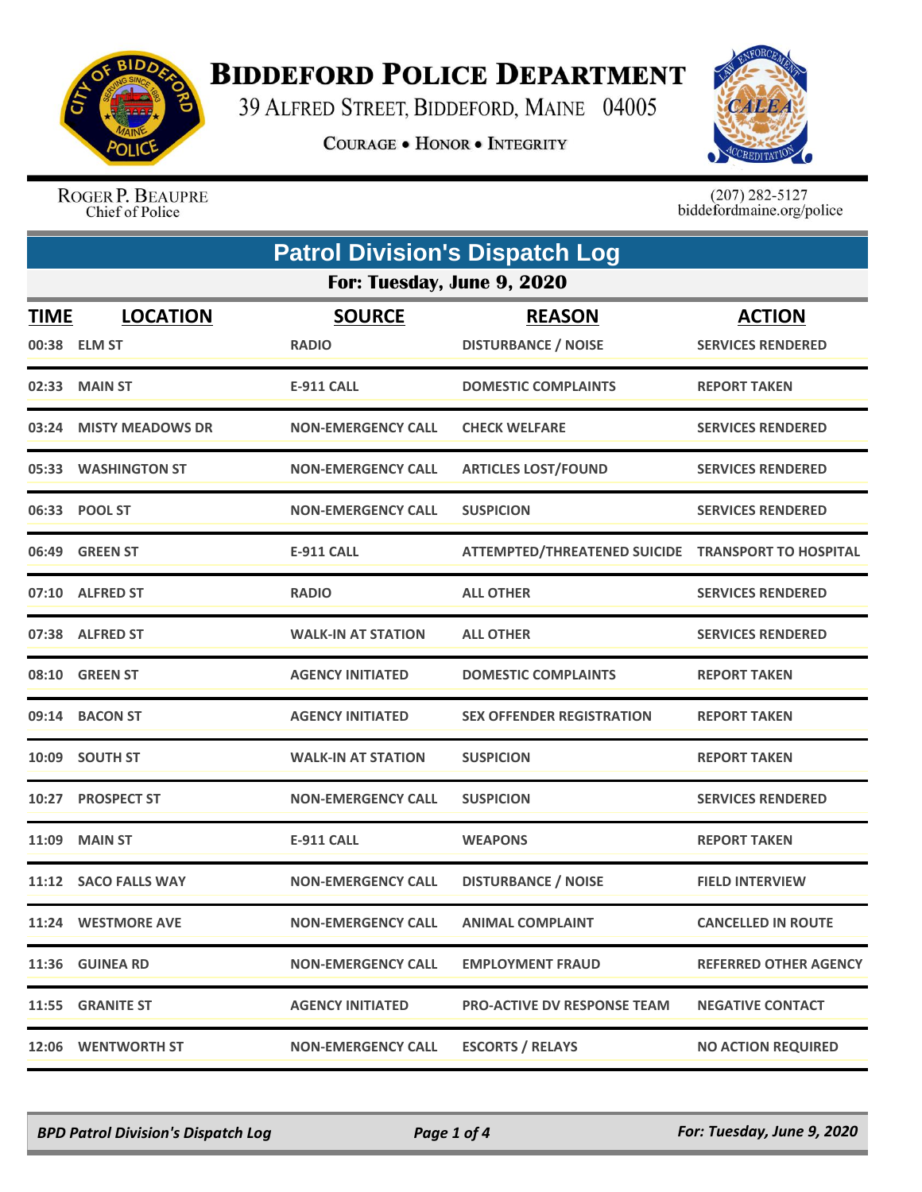# BIDDEFORD POLICE DEPARTMENT

39 ALFRED STREET, BIDDEFORD, MAINE 04005

COURAGE • HONOR • INTEGRITY

ROGER P. BEAUPRE
Chief of Police

(207) 282-5127
biddefordmaine.org/police

## Patrol Division's Dispatch Log

### For: Tuesday, June 9, 2020

| TIME | LOCATION | SOURCE | REASON | ACTION |
|---|---|---|---|---|
| 00:38 | ELM ST | RADIO | DISTURBANCE / NOISE | SERVICES RENDERED |
| 02:33 | MAIN ST | E-911 CALL | DOMESTIC COMPLAINTS | REPORT TAKEN |
| 03:24 | MISTY MEADOWS DR | NON-EMERGENCY CALL | CHECK WELFARE | SERVICES RENDERED |
| 05:33 | WASHINGTON ST | NON-EMERGENCY CALL | ARTICLES LOST/FOUND | SERVICES RENDERED |
| 06:33 | POOL ST | NON-EMERGENCY CALL | SUSPICION | SERVICES RENDERED |
| 06:49 | GREEN ST | E-911 CALL | ATTEMPTED/THREATENED SUICIDE | TRANSPORT TO HOSPITAL |
| 07:10 | ALFRED ST | RADIO | ALL OTHER | SERVICES RENDERED |
| 07:38 | ALFRED ST | WALK-IN AT STATION | ALL OTHER | SERVICES RENDERED |
| 08:10 | GREEN ST | AGENCY INITIATED | DOMESTIC COMPLAINTS | REPORT TAKEN |
| 09:14 | BACON ST | AGENCY INITIATED | SEX OFFENDER REGISTRATION | REPORT TAKEN |
| 10:09 | SOUTH ST | WALK-IN AT STATION | SUSPICION | REPORT TAKEN |
| 10:27 | PROSPECT ST | NON-EMERGENCY CALL | SUSPICION | SERVICES RENDERED |
| 11:09 | MAIN ST | E-911 CALL | WEAPONS | REPORT TAKEN |
| 11:12 | SACO FALLS WAY | NON-EMERGENCY CALL | DISTURBANCE / NOISE | FIELD INTERVIEW |
| 11:24 | WESTMORE AVE | NON-EMERGENCY CALL | ANIMAL COMPLAINT | CANCELLED IN ROUTE |
| 11:36 | GUINEA RD | NON-EMERGENCY CALL | EMPLOYMENT FRAUD | REFERRED OTHER AGENCY |
| 11:55 | GRANITE ST | AGENCY INITIATED | PRO-ACTIVE DV RESPONSE TEAM | NEGATIVE CONTACT |
| 12:06 | WENTWORTH ST | NON-EMERGENCY CALL | ESCORTS / RELAYS | NO ACTION REQUIRED |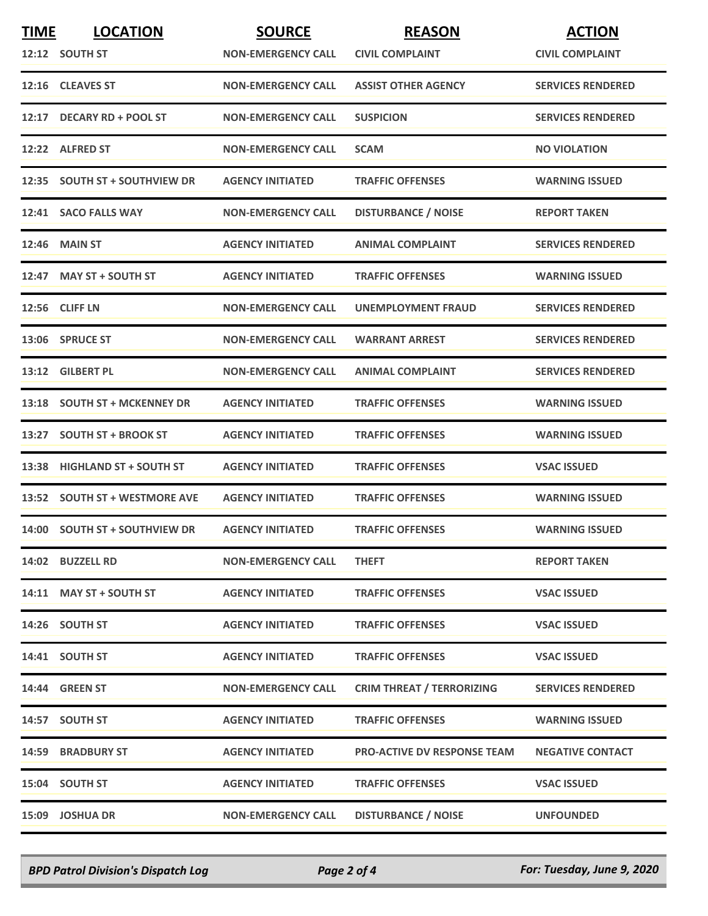| TIME | LOCATION | SOURCE | REASON | ACTION |
|---|---|---|---|---|
| 12:12 | SOUTH ST | NON-EMERGENCY CALL | CIVIL COMPLAINT | CIVIL COMPLAINT |
| 12:16 | CLEAVES ST | NON-EMERGENCY CALL | ASSIST OTHER AGENCY | SERVICES RENDERED |
| 12:17 | DECARY RD + POOL ST | NON-EMERGENCY CALL | SUSPICION | SERVICES RENDERED |
| 12:22 | ALFRED ST | NON-EMERGENCY CALL | SCAM | NO VIOLATION |
| 12:35 | SOUTH ST + SOUTHVIEW DR | AGENCY INITIATED | TRAFFIC OFFENSES | WARNING ISSUED |
| 12:41 | SACO FALLS WAY | NON-EMERGENCY CALL | DISTURBANCE / NOISE | REPORT TAKEN |
| 12:46 | MAIN ST | AGENCY INITIATED | ANIMAL COMPLAINT | SERVICES RENDERED |
| 12:47 | MAY ST + SOUTH ST | AGENCY INITIATED | TRAFFIC OFFENSES | WARNING ISSUED |
| 12:56 | CLIFF LN | NON-EMERGENCY CALL | UNEMPLOYMENT FRAUD | SERVICES RENDERED |
| 13:06 | SPRUCE ST | NON-EMERGENCY CALL | WARRANT ARREST | SERVICES RENDERED |
| 13:12 | GILBERT PL | NON-EMERGENCY CALL | ANIMAL COMPLAINT | SERVICES RENDERED |
| 13:18 | SOUTH ST + MCKENNEY DR | AGENCY INITIATED | TRAFFIC OFFENSES | WARNING ISSUED |
| 13:27 | SOUTH ST + BROOK ST | AGENCY INITIATED | TRAFFIC OFFENSES | WARNING ISSUED |
| 13:38 | HIGHLAND ST + SOUTH ST | AGENCY INITIATED | TRAFFIC OFFENSES | VSAC ISSUED |
| 13:52 | SOUTH ST + WESTMORE AVE | AGENCY INITIATED | TRAFFIC OFFENSES | WARNING ISSUED |
| 14:00 | SOUTH ST + SOUTHVIEW DR | AGENCY INITIATED | TRAFFIC OFFENSES | WARNING ISSUED |
| 14:02 | BUZZELL RD | NON-EMERGENCY CALL | THEFT | REPORT TAKEN |
| 14:11 | MAY ST + SOUTH ST | AGENCY INITIATED | TRAFFIC OFFENSES | VSAC ISSUED |
| 14:26 | SOUTH ST | AGENCY INITIATED | TRAFFIC OFFENSES | VSAC ISSUED |
| 14:41 | SOUTH ST | AGENCY INITIATED | TRAFFIC OFFENSES | VSAC ISSUED |
| 14:44 | GREEN ST | NON-EMERGENCY CALL | CRIM THREAT / TERRORIZING | SERVICES RENDERED |
| 14:57 | SOUTH ST | AGENCY INITIATED | TRAFFIC OFFENSES | WARNING ISSUED |
| 14:59 | BRADBURY ST | AGENCY INITIATED | PRO-ACTIVE DV RESPONSE TEAM | NEGATIVE CONTACT |
| 15:04 | SOUTH ST | AGENCY INITIATED | TRAFFIC OFFENSES | VSAC ISSUED |
| 15:09 | JOSHUA DR | NON-EMERGENCY CALL | DISTURBANCE / NOISE | UNFOUNDED |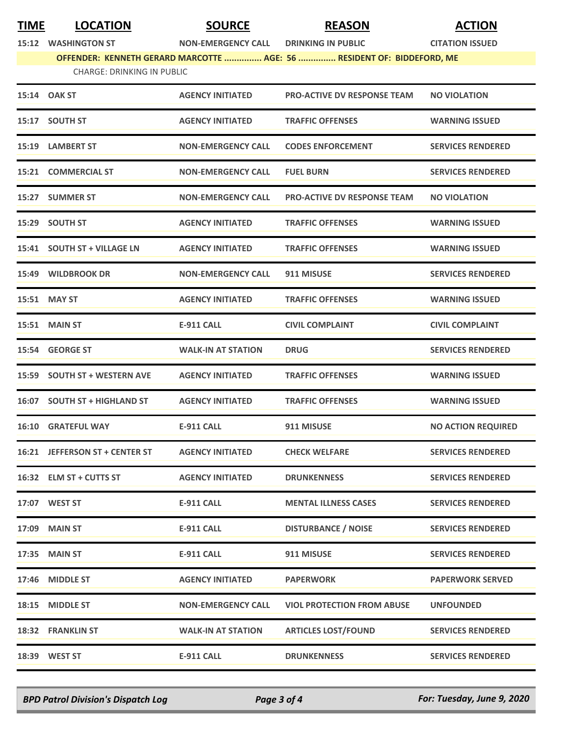| TIME | LOCATION | SOURCE | REASON | ACTION |
|---|---|---|---|---|
| 15:12 | WASHINGTON ST | NON-EMERGENCY CALL | DRINKING IN PUBLIC | CITATION ISSUED |
| OFFENDER: KENNETH GERARD MARCOTTE ............... AGE: 56 ............... RESIDENT OF: BIDDEFORD, ME | | | | |
| CHARGE: DRINKING IN PUBLIC | | | | |
| 15:14 | OAK ST | AGENCY INITIATED | PRO-ACTIVE DV RESPONSE TEAM | NO VIOLATION |
| 15:17 | SOUTH ST | AGENCY INITIATED | TRAFFIC OFFENSES | WARNING ISSUED |
| 15:19 | LAMBERT ST | NON-EMERGENCY CALL | CODES ENFORCEMENT | SERVICES RENDERED |
| 15:21 | COMMERCIAL ST | NON-EMERGENCY CALL | FUEL BURN | SERVICES RENDERED |
| 15:27 | SUMMER ST | NON-EMERGENCY CALL | PRO-ACTIVE DV RESPONSE TEAM | NO VIOLATION |
| 15:29 | SOUTH ST | AGENCY INITIATED | TRAFFIC OFFENSES | WARNING ISSUED |
| 15:41 | SOUTH ST + VILLAGE LN | AGENCY INITIATED | TRAFFIC OFFENSES | WARNING ISSUED |
| 15:49 | WILDBROOK DR | NON-EMERGENCY CALL | 911 MISUSE | SERVICES RENDERED |
| 15:51 | MAY ST | AGENCY INITIATED | TRAFFIC OFFENSES | WARNING ISSUED |
| 15:51 | MAIN ST | E-911 CALL | CIVIL COMPLAINT | CIVIL COMPLAINT |
| 15:54 | GEORGE ST | WALK-IN AT STATION | DRUG | SERVICES RENDERED |
| 15:59 | SOUTH ST + WESTERN AVE | AGENCY INITIATED | TRAFFIC OFFENSES | WARNING ISSUED |
| 16:07 | SOUTH ST + HIGHLAND ST | AGENCY INITIATED | TRAFFIC OFFENSES | WARNING ISSUED |
| 16:10 | GRATEFUL WAY | E-911 CALL | 911 MISUSE | NO ACTION REQUIRED |
| 16:21 | JEFFERSON ST + CENTER ST | AGENCY INITIATED | CHECK WELFARE | SERVICES RENDERED |
| 16:32 | ELM ST + CUTTS ST | AGENCY INITIATED | DRUNKENNESS | SERVICES RENDERED |
| 17:07 | WEST ST | E-911 CALL | MENTAL ILLNESS CASES | SERVICES RENDERED |
| 17:09 | MAIN ST | E-911 CALL | DISTURBANCE / NOISE | SERVICES RENDERED |
| 17:35 | MAIN ST | E-911 CALL | 911 MISUSE | SERVICES RENDERED |
| 17:46 | MIDDLE ST | AGENCY INITIATED | PAPERWORK | PAPERWORK SERVED |
| 18:15 | MIDDLE ST | NON-EMERGENCY CALL | VIOL PROTECTION FROM ABUSE | UNFOUNDED |
| 18:32 | FRANKLIN ST | WALK-IN AT STATION | ARTICLES LOST/FOUND | SERVICES RENDERED |
| 18:39 | WEST ST | E-911 CALL | DRUNKENNESS | SERVICES RENDERED |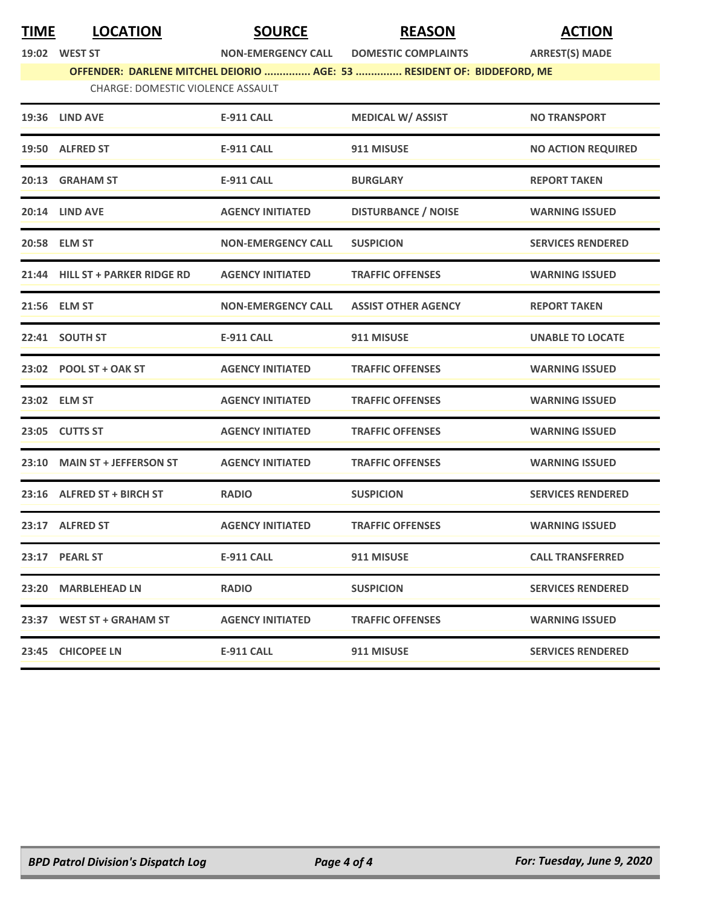| TIME | LOCATION | SOURCE | REASON | ACTION |
|---|---|---|---|---|
| 19:02 | WEST ST | NON-EMERGENCY CALL | DOMESTIC COMPLAINTS | ARREST(S) MADE |
| | OFFENDER: DARLENE MITCHEL DEIORIO ............... AGE: 53 ............... RESIDENT OF: BIDDEFORD, ME | | | |
| | CHARGE: DOMESTIC VIOLENCE ASSAULT | | | |
| 19:36 | LIND AVE | E-911 CALL | MEDICAL W/ ASSIST | NO TRANSPORT |
| 19:50 | ALFRED ST | E-911 CALL | 911 MISUSE | NO ACTION REQUIRED |
| 20:13 | GRAHAM ST | E-911 CALL | BURGLARY | REPORT TAKEN |
| 20:14 | LIND AVE | AGENCY INITIATED | DISTURBANCE / NOISE | WARNING ISSUED |
| 20:58 | ELM ST | NON-EMERGENCY CALL | SUSPICION | SERVICES RENDERED |
| 21:44 | HILL ST + PARKER RIDGE RD | AGENCY INITIATED | TRAFFIC OFFENSES | WARNING ISSUED |
| 21:56 | ELM ST | NON-EMERGENCY CALL | ASSIST OTHER AGENCY | REPORT TAKEN |
| 22:41 | SOUTH ST | E-911 CALL | 911 MISUSE | UNABLE TO LOCATE |
| 23:02 | POOL ST + OAK ST | AGENCY INITIATED | TRAFFIC OFFENSES | WARNING ISSUED |
| 23:02 | ELM ST | AGENCY INITIATED | TRAFFIC OFFENSES | WARNING ISSUED |
| 23:05 | CUTTS ST | AGENCY INITIATED | TRAFFIC OFFENSES | WARNING ISSUED |
| 23:10 | MAIN ST + JEFFERSON ST | AGENCY INITIATED | TRAFFIC OFFENSES | WARNING ISSUED |
| 23:16 | ALFRED ST + BIRCH ST | RADIO | SUSPICION | SERVICES RENDERED |
| 23:17 | ALFRED ST | AGENCY INITIATED | TRAFFIC OFFENSES | WARNING ISSUED |
| 23:17 | PEARL ST | E-911 CALL | 911 MISUSE | CALL TRANSFERRED |
| 23:20 | MARBLEHEAD LN | RADIO | SUSPICION | SERVICES RENDERED |
| 23:37 | WEST ST + GRAHAM ST | AGENCY INITIATED | TRAFFIC OFFENSES | WARNING ISSUED |
| 23:45 | CHICOPEE LN | E-911 CALL | 911 MISUSE | SERVICES RENDERED |